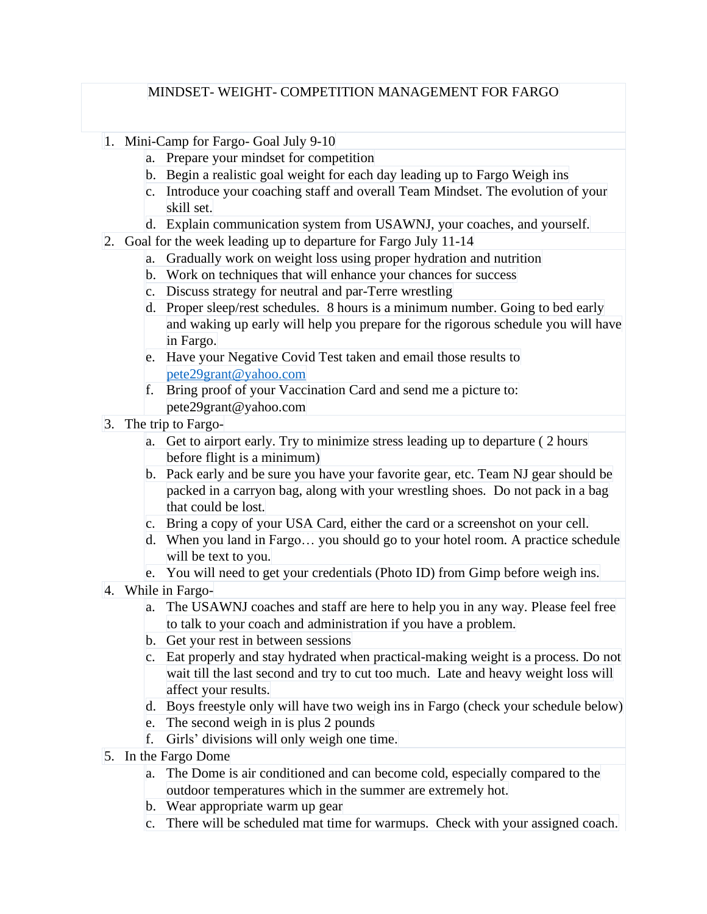# MINDSET- WEIGHT- COMPETITION MANAGEMENT FOR FARGO

1. Mini-Camp for Fargo- Goal July 9-10
   a. Prepare your mindset for competition
   b. Begin a realistic goal weight for each day leading up to Fargo Weigh ins
   c. Introduce your coaching staff and overall Team Mindset. The evolution of your skill set.
   d. Explain communication system from USAWNJ, your coaches, and yourself.
2. Goal for the week leading up to departure for Fargo July 11-14
   a. Gradually work on weight loss using proper hydration and nutrition
   b. Work on techniques that will enhance your chances for success
   c. Discuss strategy for neutral and par-Terre wrestling
   d. Proper sleep/rest schedules. 8 hours is a minimum number. Going to bed early and waking up early will help you prepare for the rigorous schedule you will have in Fargo.
   e. Have your Negative Covid Test taken and email those results to pete29grant@yahoo.com
   f. Bring proof of your Vaccination Card and send me a picture to: pete29grant@yahoo.com
3. The trip to Fargo-
   a. Get to airport early. Try to minimize stress leading up to departure ( 2 hours before flight is a minimum)
   b. Pack early and be sure you have your favorite gear, etc. Team NJ gear should be packed in a carryon bag, along with your wrestling shoes. Do not pack in a bag that could be lost.
   c. Bring a copy of your USA Card, either the card or a screenshot on your cell.
   d. When you land in Fargo… you should go to your hotel room. A practice schedule will be text to you.
   e. You will need to get your credentials (Photo ID) from Gimp before weigh ins.
4. While in Fargo-
   a. The USAWNJ coaches and staff are here to help you in any way. Please feel free to talk to your coach and administration if you have a problem.
   b. Get your rest in between sessions
   c. Eat properly and stay hydrated when practical-making weight is a process. Do not wait till the last second and try to cut too much. Late and heavy weight loss will affect your results.
   d. Boys freestyle only will have two weigh ins in Fargo (check your schedule below)
   e. The second weigh in is plus 2 pounds
   f. Girls' divisions will only weigh one time.
5. In the Fargo Dome
   a. The Dome is air conditioned and can become cold, especially compared to the outdoor temperatures which in the summer are extremely hot.
   b. Wear appropriate warm up gear
   c. There will be scheduled mat time for warmups. Check with your assigned coach.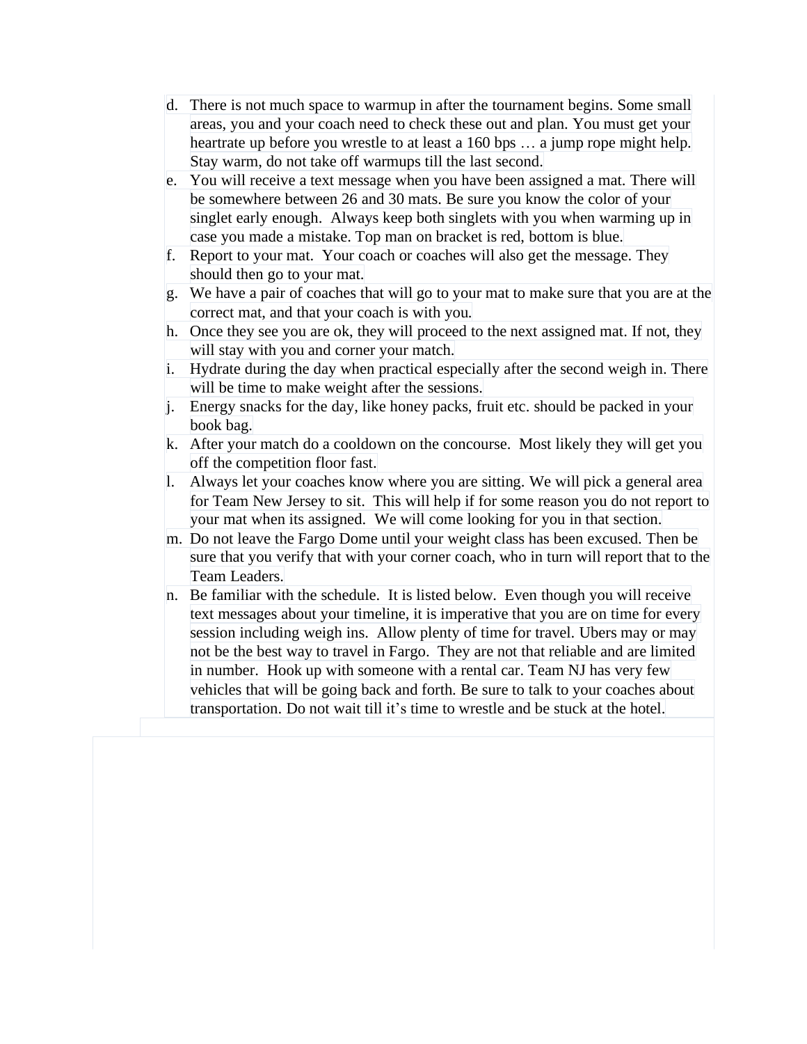d. There is not much space to warmup in after the tournament begins. Some small areas, you and your coach need to check these out and plan. You must get your heartrate up before you wrestle to at least a 160 bps … a jump rope might help. Stay warm, do not take off warmups till the last second.
e. You will receive a text message when you have been assigned a mat. There will be somewhere between 26 and 30 mats. Be sure you know the color of your singlet early enough. Always keep both singlets with you when warming up in case you made a mistake. Top man on bracket is red, bottom is blue.
f. Report to your mat. Your coach or coaches will also get the message. They should then go to your mat.
g. We have a pair of coaches that will go to your mat to make sure that you are at the correct mat, and that your coach is with you.
h. Once they see you are ok, they will proceed to the next assigned mat. If not, they will stay with you and corner your match.
i. Hydrate during the day when practical especially after the second weigh in. There will be time to make weight after the sessions.
j. Energy snacks for the day, like honey packs, fruit etc. should be packed in your book bag.
k. After your match do a cooldown on the concourse. Most likely they will get you off the competition floor fast.
l. Always let your coaches know where you are sitting. We will pick a general area for Team New Jersey to sit. This will help if for some reason you do not report to your mat when its assigned. We will come looking for you in that section.
m. Do not leave the Fargo Dome until your weight class has been excused. Then be sure that you verify that with your corner coach, who in turn will report that to the Team Leaders.
n. Be familiar with the schedule. It is listed below. Even though you will receive text messages about your timeline, it is imperative that you are on time for every session including weigh ins. Allow plenty of time for travel. Ubers may or may not be the best way to travel in Fargo. They are not that reliable and are limited in number. Hook up with someone with a rental car. Team NJ has very few vehicles that will be going back and forth. Be sure to talk to your coaches about transportation. Do not wait till it's time to wrestle and be stuck at the hotel.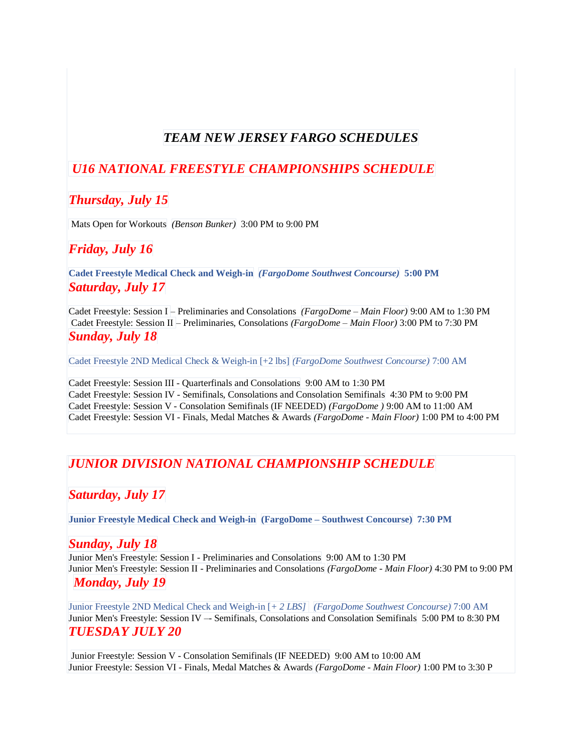# *TEAM NEW JERSEY FARGO SCHEDULES*

## *U16 NATIONAL FREESTYLE CHAMPIONSHIPS SCHEDULE*

### *Thursday, July 15*

Mats Open for Workouts *(Benson Bunker)* 3:00 PM to 9:00 PM

### *Friday, July 16*

**Cadet Freestyle Medical Check and Weigh-in** ***(FargoDome Southwest Concourse)*** **5:00 PM**

### *Saturday, July 17*

Cadet Freestyle: Session I – Preliminaries and Consolations *(FargoDome – Main Floor)* 9:00 AM to 1:30 PM
Cadet Freestyle: Session II – Preliminaries, Consolations *(FargoDome – Main Floor)* 3:00 PM to 7:30 PM

### *Sunday, July 18*

Cadet Freestyle 2ND Medical Check & Weigh-in [+2 lbs] *(FargoDome Southwest Concourse)* 7:00 AM

Cadet Freestyle: Session III - Quarterfinals and Consolations 9:00 AM to 1:30 PM
Cadet Freestyle: Session IV - Semifinals, Consolations and Consolation Semifinals 4:30 PM to 9:00 PM
Cadet Freestyle: Session V - Consolation Semifinals (IF NEEDED) *(FargoDome )* 9:00 AM to 11:00 AM
Cadet Freestyle: Session VI - Finals, Medal Matches & Awards *(FargoDome - Main Floor)* 1:00 PM to 4:00 PM

## *JUNIOR DIVISION NATIONAL CHAMPIONSHIP SCHEDULE*

### *Saturday, July 17*

**Junior Freestyle Medical Check and Weigh-in (FargoDome – Southwest Concourse) 7:30 PM**

### *Sunday, July 18*

Junior Men's Freestyle: Session I - Preliminaries and Consolations 9:00 AM to 1:30 PM
Junior Men's Freestyle: Session II - Preliminaries and Consolations *(FargoDome - Main Floor)* 4:30 PM to 9:00 PM

### *Monday, July 19*

Junior Freestyle 2ND Medical Check and Weigh-in [*+ 2 LBS]* *(FargoDome Southwest Concourse)* 7:00 AM
Junior Men's Freestyle: Session IV –- Semifinals, Consolations and Consolation Semifinals 5:00 PM to 8:30 PM

### *TUESDAY JULY 20*

Junior Freestyle: Session V - Consolation Semifinals (IF NEEDED) 9:00 AM to 10:00 AM
Junior Freestyle: Session VI - Finals, Medal Matches & Awards *(FargoDome - Main Floor)* 1:00 PM to 3:30 P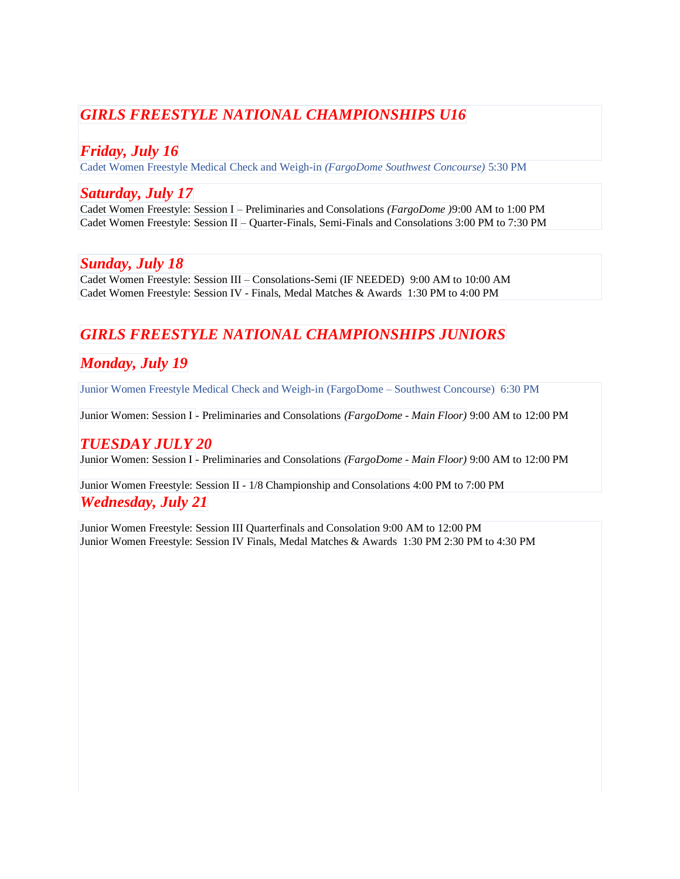## *GIRLS FREESTYLE NATIONAL CHAMPIONSHIPS U16*

### *Friday, July 16*

Cadet Women Freestyle Medical Check and Weigh-in *(FargoDome Southwest Concourse)* 5:30 PM

### *Saturday, July 17*

Cadet Women Freestyle: Session I – Preliminaries and Consolations *(FargoDome )*9:00 AM to 1:00 PM
Cadet Women Freestyle: Session II – Quarter-Finals, Semi-Finals and Consolations 3:00 PM to 7:30 PM

### *Sunday, July 18*

Cadet Women Freestyle: Session III – Consolations-Semi (IF NEEDED) 9:00 AM to 10:00 AM
Cadet Women Freestyle: Session IV - Finals, Medal Matches & Awards 1:30 PM to 4:00 PM

## *GIRLS FREESTYLE NATIONAL CHAMPIONSHIPS JUNIORS*

### *Monday, July 19*

Junior Women Freestyle Medical Check and Weigh-in (FargoDome – Southwest Concourse) 6:30 PM

Junior Women: Session I - Preliminaries and Consolations *(FargoDome - Main Floor)* 9:00 AM to 12:00 PM

### *TUESDAY JULY 20*

Junior Women: Session I - Preliminaries and Consolations *(FargoDome - Main Floor)* 9:00 AM to 12:00 PM

Junior Women Freestyle: Session II - 1/8 Championship and Consolations 4:00 PM to 7:00 PM

### *Wednesday, July 21*

Junior Women Freestyle: Session III Quarterfinals and Consolation 9:00 AM to 12:00 PM
Junior Women Freestyle: Session IV Finals, Medal Matches & Awards 1:30 PM 2:30 PM to 4:30 PM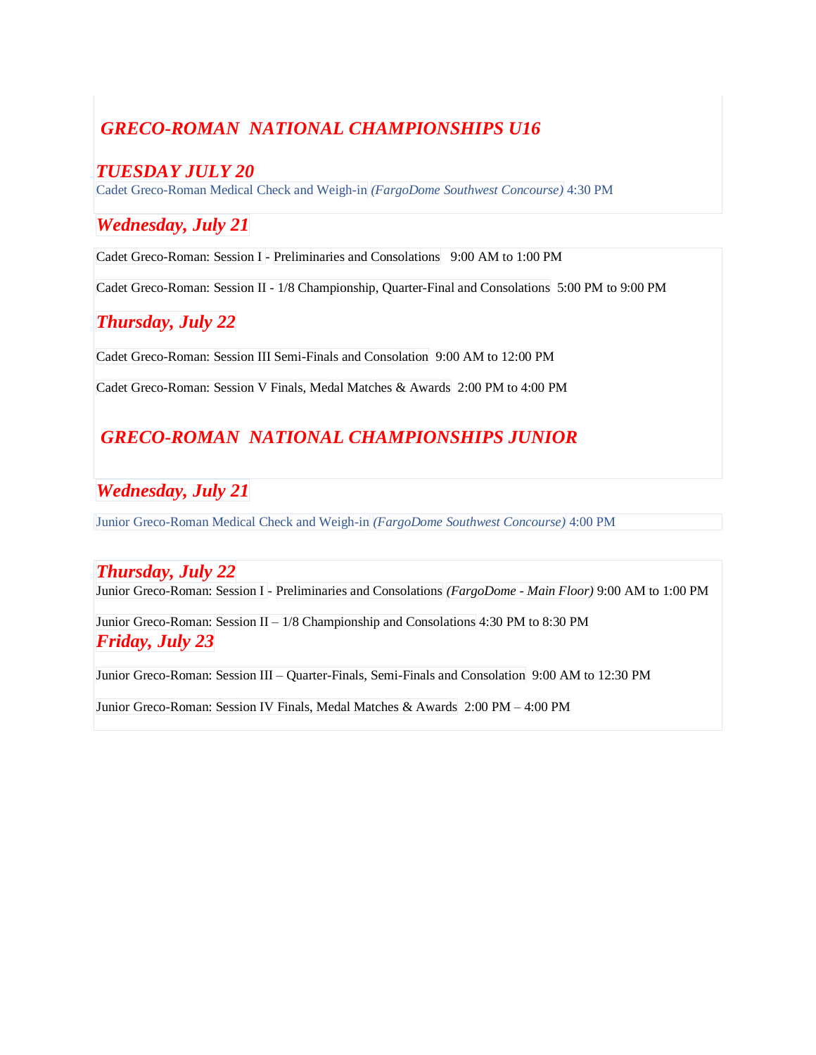# *GRECO-ROMAN NATIONAL CHAMPIONSHIPS U16*

## *TUESDAY JULY 20*

Cadet Greco-Roman Medical Check and Weigh-in *(FargoDome Southwest Concourse)* 4:30 PM

## *Wednesday, July 21*

Cadet Greco-Roman: Session I - Preliminaries and Consolations 9:00 AM to 1:00 PM

Cadet Greco-Roman: Session II - 1/8 Championship, Quarter-Final and Consolations 5:00 PM to 9:00 PM

## *Thursday, July 22*

Cadet Greco-Roman: Session III Semi-Finals and Consolation 9:00 AM to 12:00 PM

Cadet Greco-Roman: Session V Finals, Medal Matches & Awards 2:00 PM to 4:00 PM

# *GRECO-ROMAN NATIONAL CHAMPIONSHIPS JUNIOR*

## *Wednesday, July 21*

Junior Greco-Roman Medical Check and Weigh-in *(FargoDome Southwest Concourse)* 4:00 PM

## *Thursday, July 22*

Junior Greco-Roman: Session I - Preliminaries and Consolations *(FargoDome - Main Floor)* 9:00 AM to 1:00 PM

Junior Greco-Roman: Session II – 1/8 Championship and Consolations 4:30 PM to 8:30 PM

## *Friday, July 23*

Junior Greco-Roman: Session III – Quarter-Finals, Semi-Finals and Consolation 9:00 AM to 12:30 PM

Junior Greco-Roman: Session IV Finals, Medal Matches & Awards 2:00 PM – 4:00 PM